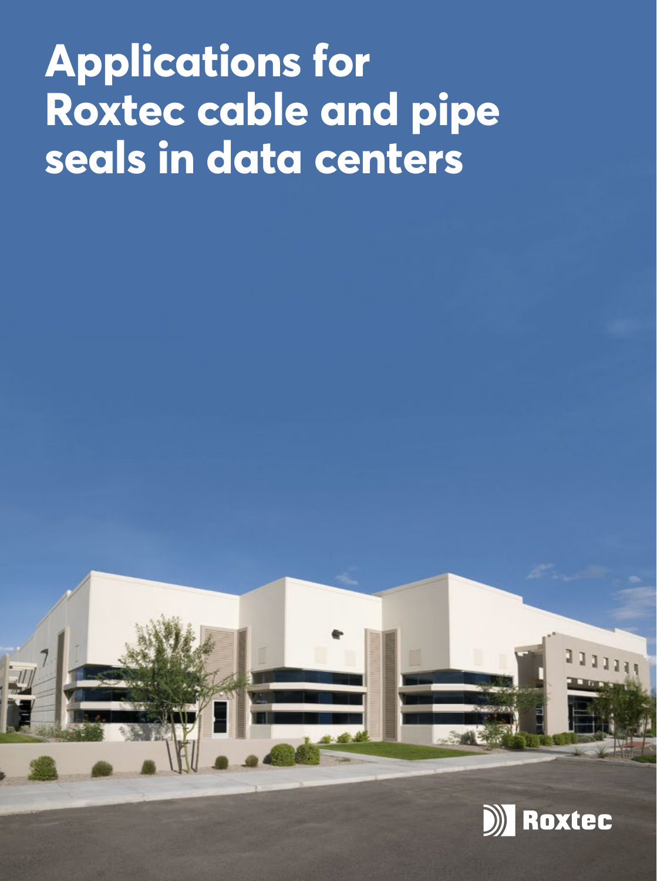# Applications for Roxtec cable and pipe seals in data centers

Roxtec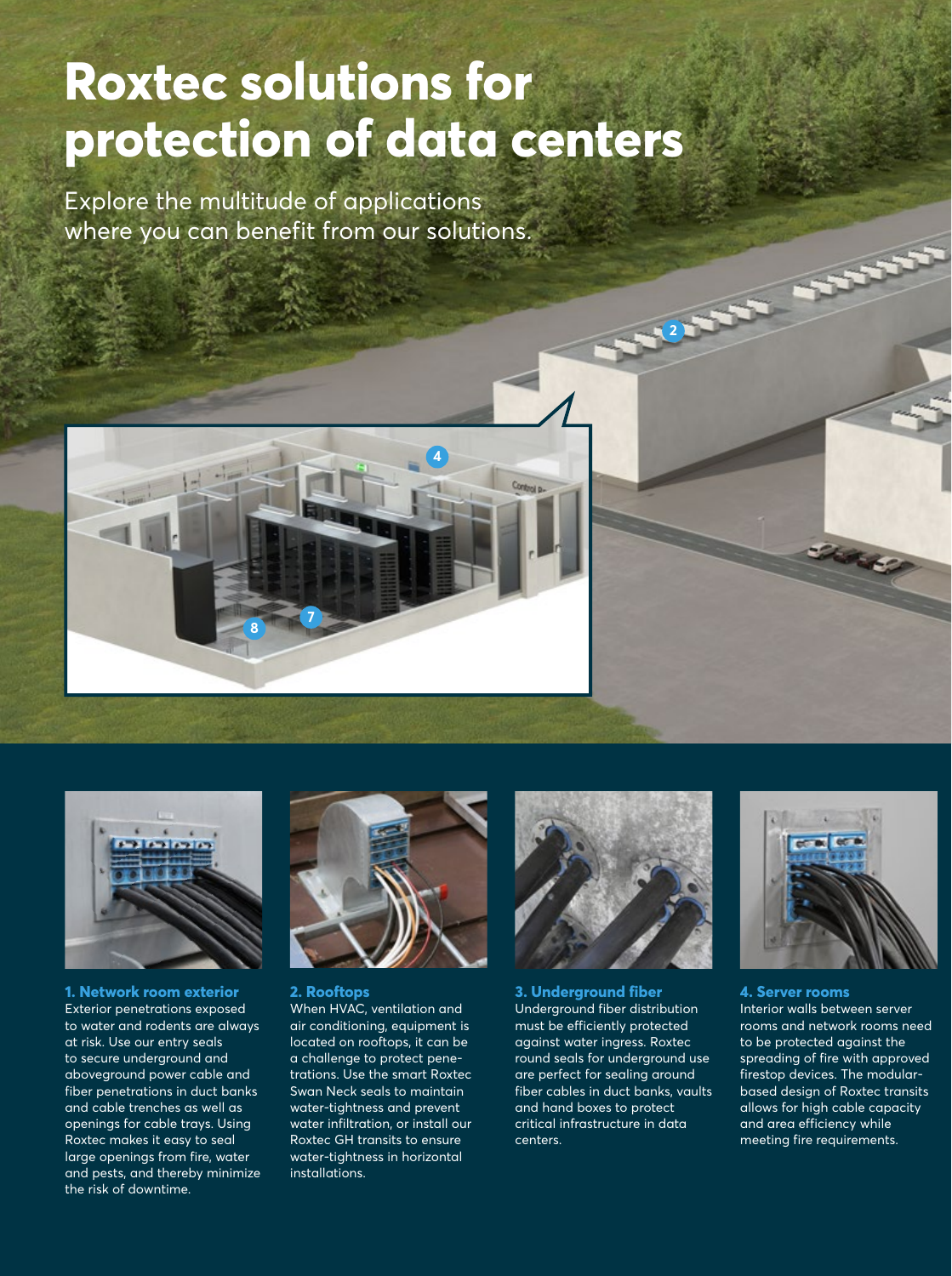# Roxtec solutions for protection of data centers

Explore the multitude of applications where you can benefit from our solutions.

### 1. Network room exterior

Exterior penetrations exposed to water and rodents are always at risk. Use our entry seals to secure underground and aboveground power cable and fiber penetrations in duct banks and cable trenches as well as openings for cable trays. Using Roxtec makes it easy to seal large openings from fire, water and pests, and thereby minimize the risk of downtime.

### 2. Rooftops

When HVAC, ventilation and air conditioning, equipment is located on rooftops, it can be a challenge to protect penetrations. Use the smart Roxtec Swan Neck seals to maintain water-tightness and prevent water infiltration, or install our Roxtec GH transits to ensure water-tightness in horizontal installations.

### 3. Underground fiber

Underground fiber distribution must be efficiently protected against water ingress. Roxtec round seals for underground use are perfect for sealing around fiber cables in duct banks, vaults and hand boxes to protect critical infrastructure in data centers.

### 4. Server rooms

Interior walls between server rooms and network rooms need to be protected against the spreading of fire with approved firestop devices. The modular-based design of Roxtec transits allows for high cable capacity and area efficiency while meeting fire requirements.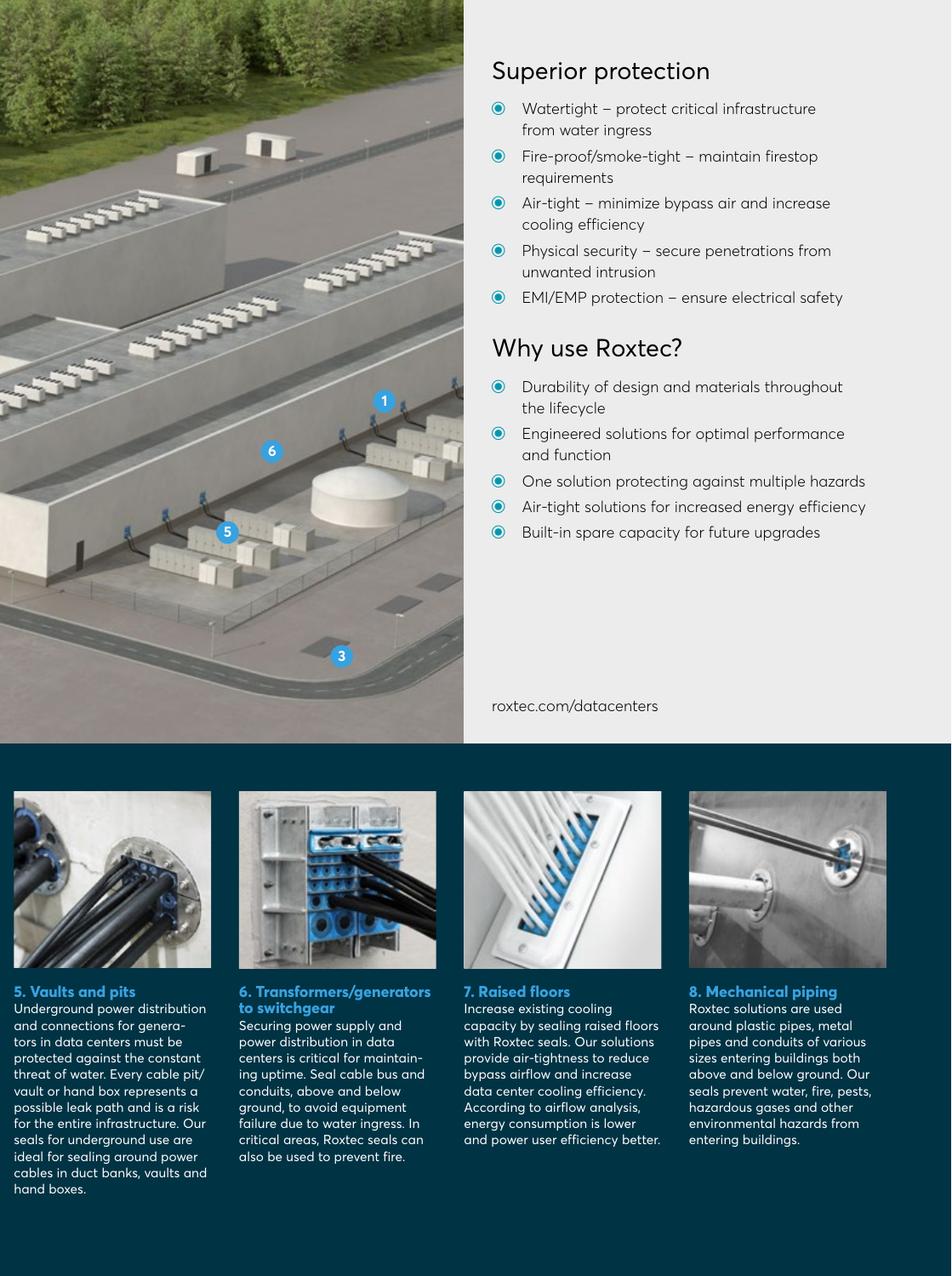## Superior protection

- Watertight – protect critical infrastructure from water ingress
- Fire-proof/smoke-tight – maintain firestop requirements
- Air-tight – minimize bypass air and increase cooling efficiency
- Physical security – secure penetrations from unwanted intrusion
- EMI/EMP protection – ensure electrical safety

## Why use Roxtec?

- Durability of design and materials throughout the lifecycle
- Engineered solutions for optimal performance and function
- One solution protecting against multiple hazards
- Air-tight solutions for increased energy efficiency
- Built-in spare capacity for future upgrades

roxtec.com/datacenters

### 5. Vaults and pits

Underground power distribution and connections for generators in data centers must be protected against the constant threat of water. Every cable pit/vault or hand box represents a possible leak path and is a risk for the entire infrastructure. Our seals for underground use are ideal for sealing around power cables in duct banks, vaults and hand boxes.

### 6. Transformers/generators to switchgear

Securing power supply and power distribution in data centers is critical for maintaining uptime. Seal cable bus and conduits, above and below ground, to avoid equipment failure due to water ingress. In critical areas, Roxtec seals can also be used to prevent fire.

### 7. Raised floors

Increase existing cooling capacity by sealing raised floors with Roxtec seals. Our solutions provide air-tightness to reduce bypass airflow and increase data center cooling efficiency. According to airflow analysis, energy consumption is lower and power user efficiency better.

### 8. Mechanical piping

Roxtec solutions are used around plastic pipes, metal pipes and conduits of various sizes entering buildings both above and below ground. Our seals prevent water, fire, pests, hazardous gases and other environmental hazards from entering buildings.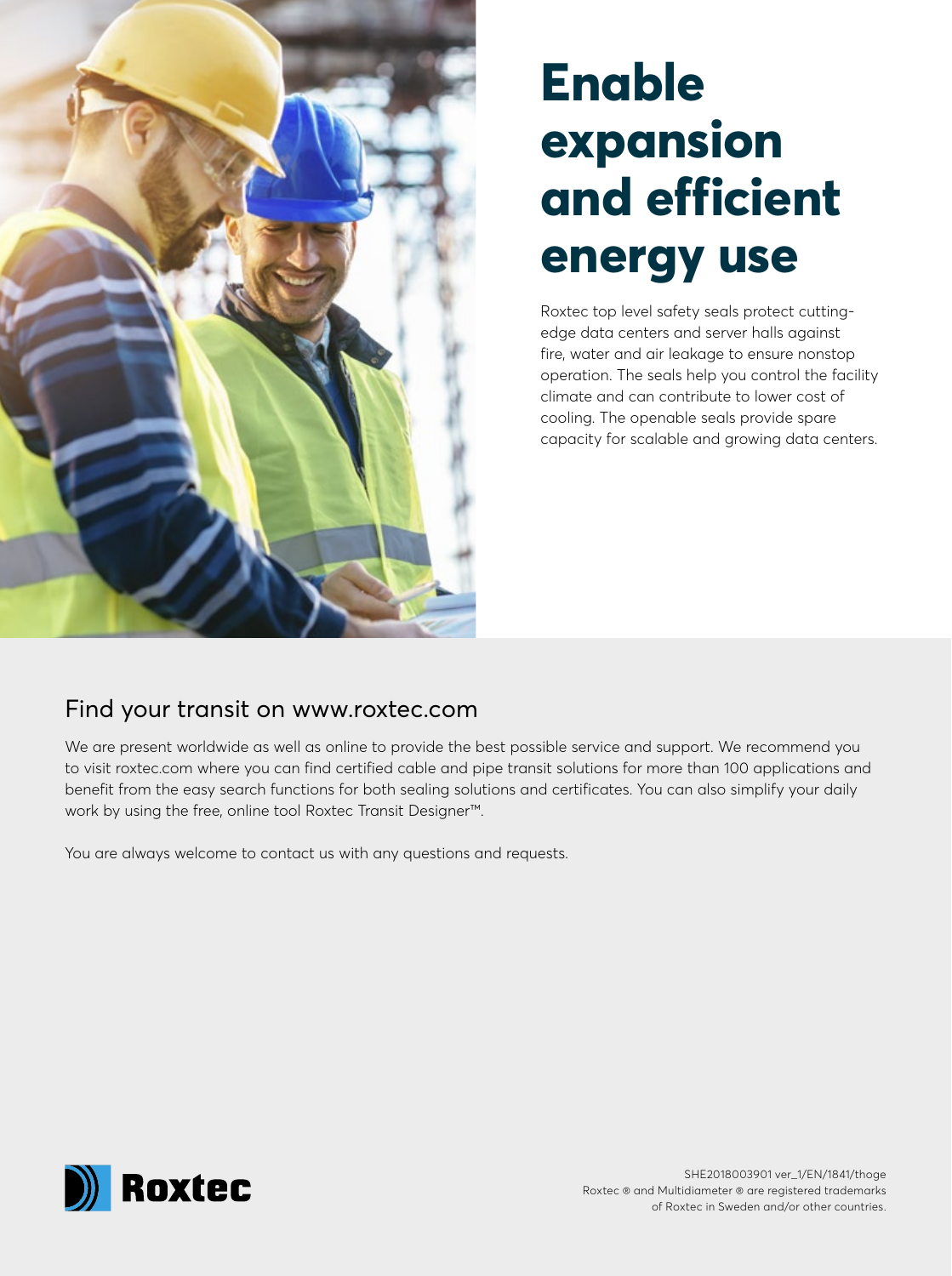# Enable expansion and efficient energy use

Roxtec top level safety seals protect cutting-edge data centers and server halls against fire, water and air leakage to ensure nonstop operation. The seals help you control the facility climate and can contribute to lower cost of cooling. The openable seals provide spare capacity for scalable and growing data centers.

## Find your transit on www.roxtec.com

We are present worldwide as well as online to provide the best possible service and support. We recommend you to visit roxtec.com where you can find certified cable and pipe transit solutions for more than 100 applications and benefit from the easy search functions for both sealing solutions and certificates. You can also simplify your daily work by using the free, online tool Roxtec Transit Designer™.

You are always welcome to contact us with any questions and requests.

Roxtec

SHE2018003901 ver_1/EN/1841/thoge
Roxtec ® and Multidiameter ® are registered trademarks of Roxtec in Sweden and/or other countries.